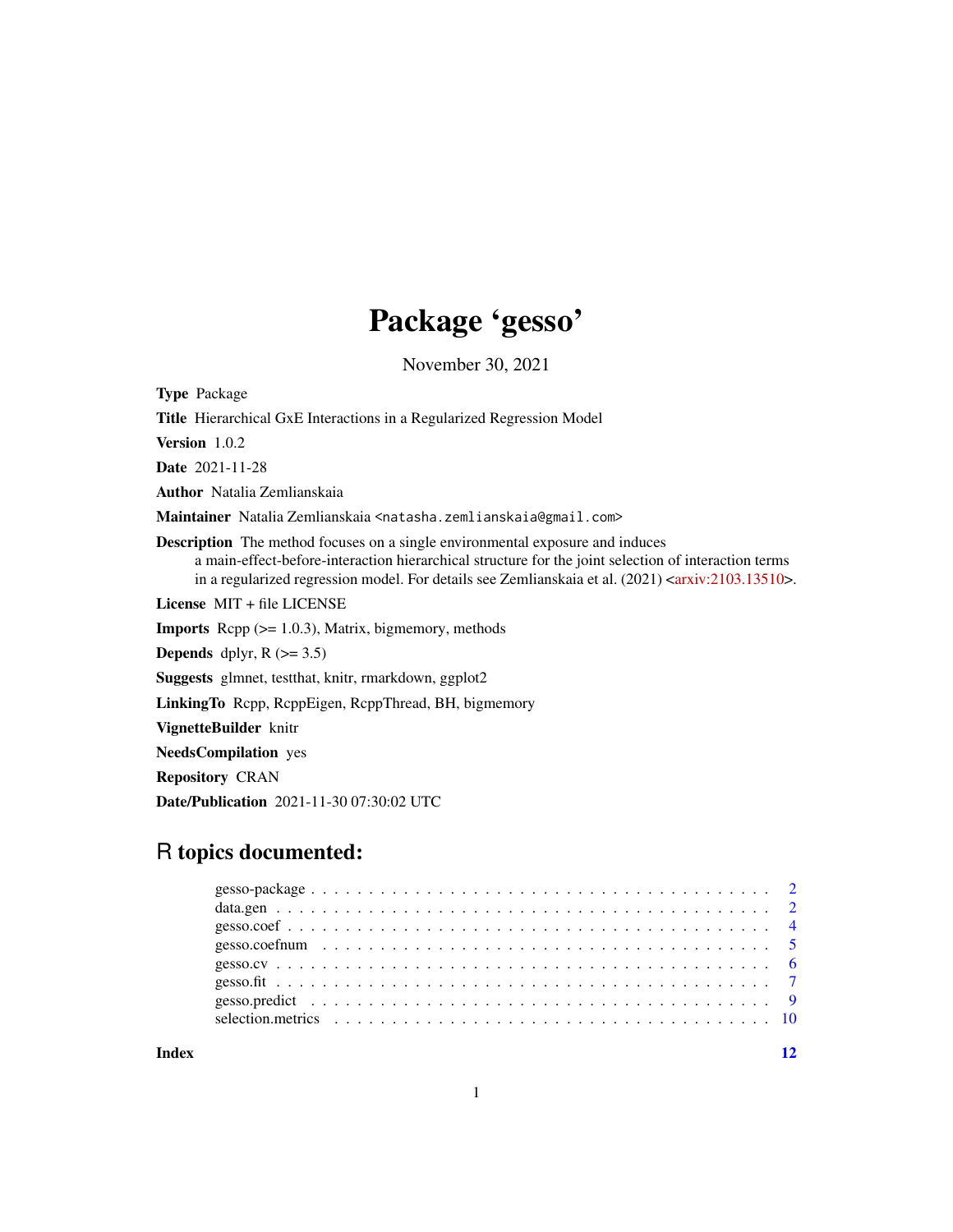# Package 'gesso'

November 30, 2021

**Type** Package

**Title** Hierarchical GxE Interactions in a Regularized Regression Model

**Version** 1.0.2

**Date** 2021-11-28

**Author** Natalia Zemlianskaia

**Maintainer** Natalia Zemlianskaia <natasha.zemlianskaia@gmail.com>

**Description** The method focuses on a single environmental exposure and induces a main-effect-before-interaction hierarchical structure for the joint selection of interaction terms in a regularized regression model. For details see Zemlianskaia et al. (2021) <arxiv:2103.13510>.

**License** MIT + file LICENSE

**Imports** Rcpp (>= 1.0.3), Matrix, bigmemory, methods

**Depends** dplyr, R (>= 3.5)

**Suggests** glmnet, testthat, knitr, rmarkdown, ggplot2

**LinkingTo** Rcpp, RcppEigen, RcppThread, BH, bigmemory

**VignetteBuilder** knitr

**NeedsCompilation** yes

**Repository** CRAN

**Date/Publication** 2021-11-30 07:30:02 UTC

## R topics documented:

- gesso-package . . . . . . . . . . . . . . . . . . . . . . . . . . . . . . . . . . . . . . 2
- data.gen . . . . . . . . . . . . . . . . . . . . . . . . . . . . . . . . . . . . . . . . . . 2
- gesso.coef . . . . . . . . . . . . . . . . . . . . . . . . . . . . . . . . . . . . . . . . . 4
- gesso.coefnum . . . . . . . . . . . . . . . . . . . . . . . . . . . . . . . . . . . . . . 5
- gesso.cv . . . . . . . . . . . . . . . . . . . . . . . . . . . . . . . . . . . . . . . . . . 6
- gesso.fit . . . . . . . . . . . . . . . . . . . . . . . . . . . . . . . . . . . . . . . . . . 7
- gesso.predict . . . . . . . . . . . . . . . . . . . . . . . . . . . . . . . . . . . . . . . 9
- selection.metrics . . . . . . . . . . . . . . . . . . . . . . . . . . . . . . . . . . . . . 10

**Index** 12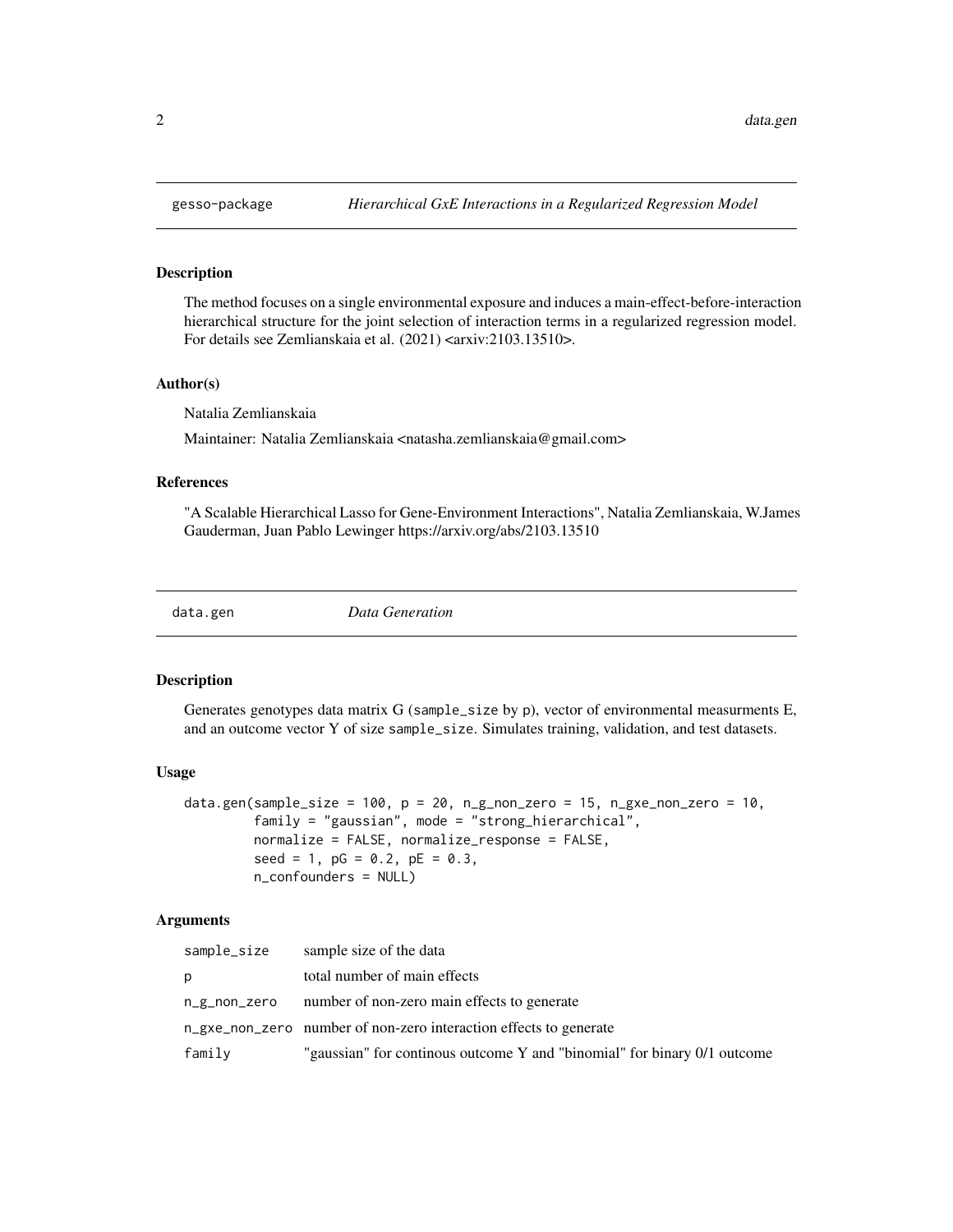## gesso-package — *Hierarchical GxE Interactions in a Regularized Regression Model*

### Description

The method focuses on a single environmental exposure and induces a main-effect-before-interaction hierarchical structure for the joint selection of interaction terms in a regularized regression model. For details see Zemlianskaia et al. (2021) <arxiv:2103.13510>.

### Author(s)

Natalia Zemlianskaia

Maintainer: Natalia Zemlianskaia <natasha.zemlianskaia@gmail.com>

### References

"A Scalable Hierarchical Lasso for Gene-Environment Interactions", Natalia Zemlianskaia, W.James Gauderman, Juan Pablo Lewinger https://arxiv.org/abs/2103.13510

## data.gen — *Data Generation*

### Description

Generates genotypes data matrix G (`sample_size` by `p`), vector of environmental measurments E, and an outcome vector Y of size `sample_size`. Simulates training, validation, and test datasets.

### Usage

```
data.gen(sample_size = 100, p = 20, n_g_non_zero = 15, n_gxe_non_zero = 10,
         family = "gaussian", mode = "strong_hierarchical",
         normalize = FALSE, normalize_response = FALSE,
         seed = 1, pG = 0.2, pE = 0.3,
         n_confounders = NULL)
```

### Arguments

| | |
|---|---|
| `sample_size` | sample size of the data |
| `p` | total number of main effects |
| `n_g_non_zero` | number of non-zero main effects to generate |
| `n_gxe_non_zero` | number of non-zero interaction effects to generate |
| `family` | "gaussian" for continous outcome Y and "binomial" for binary 0/1 outcome |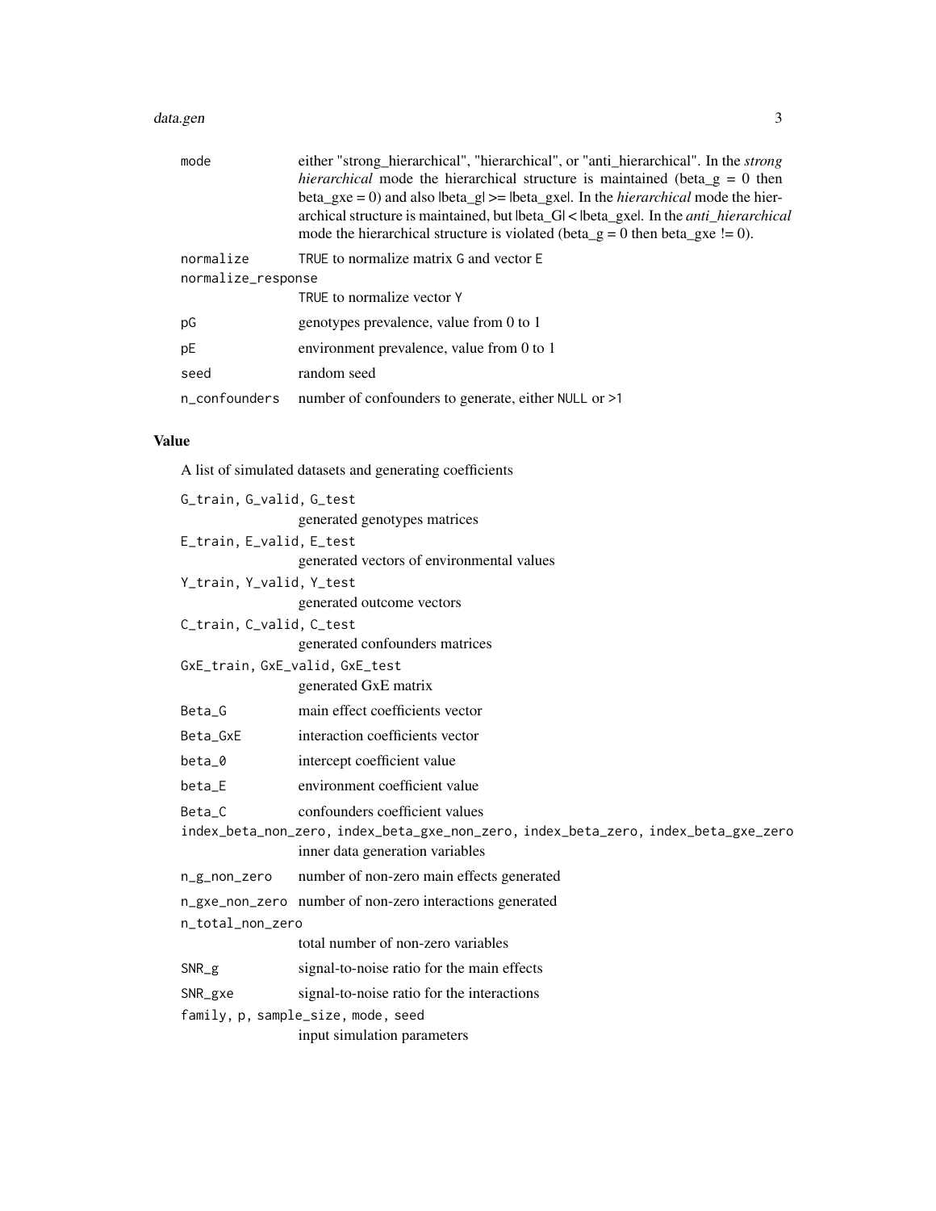| | |
|---|---|
| mode | either "strong_hierarchical", "hierarchical", or "anti_hierarchical". In the *strong hierarchical* mode the hierarchical structure is maintained (beta_g = 0 then beta_gxe = 0) and also \|beta_g\| >= \|beta_gxe\|. In the *hierarchical* mode the hierarchical structure is maintained, but \|beta_G\| < \|beta_gxe\|. In the *anti_hierarchical* mode the hierarchical structure is violated (beta_g = 0 then beta_gxe != 0). |
| normalize | TRUE to normalize matrix G and vector E |
| normalize_response | TRUE to normalize vector Y |
| pG | genotypes prevalence, value from 0 to 1 |
| pE | environment prevalence, value from 0 to 1 |
| seed | random seed |
| n_confounders | number of confounders to generate, either NULL or >1 |

### Value

A list of simulated datasets and generating coefficients

| | |
|---|---|
| G_train, G_valid, G_test | generated genotypes matrices |
| E_train, E_valid, E_test | generated vectors of environmental values |
| Y_train, Y_valid, Y_test | generated outcome vectors |
| C_train, C_valid, C_test | generated confounders matrices |
| GxE_train, GxE_valid, GxE_test | generated GxE matrix |
| Beta_G | main effect coefficients vector |
| Beta_GxE | interaction coefficients vector |
| beta_0 | intercept coefficient value |
| beta_E | environment coefficient value |
| Beta_C | confounders coefficient values |
| index_beta_non_zero, index_beta_gxe_non_zero, index_beta_zero, index_beta_gxe_zero | inner data generation variables |
| n_g_non_zero | number of non-zero main effects generated |
| n_gxe_non_zero | number of non-zero interactions generated |
| n_total_non_zero | total number of non-zero variables |
| SNR_g | signal-to-noise ratio for the main effects |
| SNR_gxe | signal-to-noise ratio for the interactions |
| family, p, sample_size, mode, seed | input simulation parameters |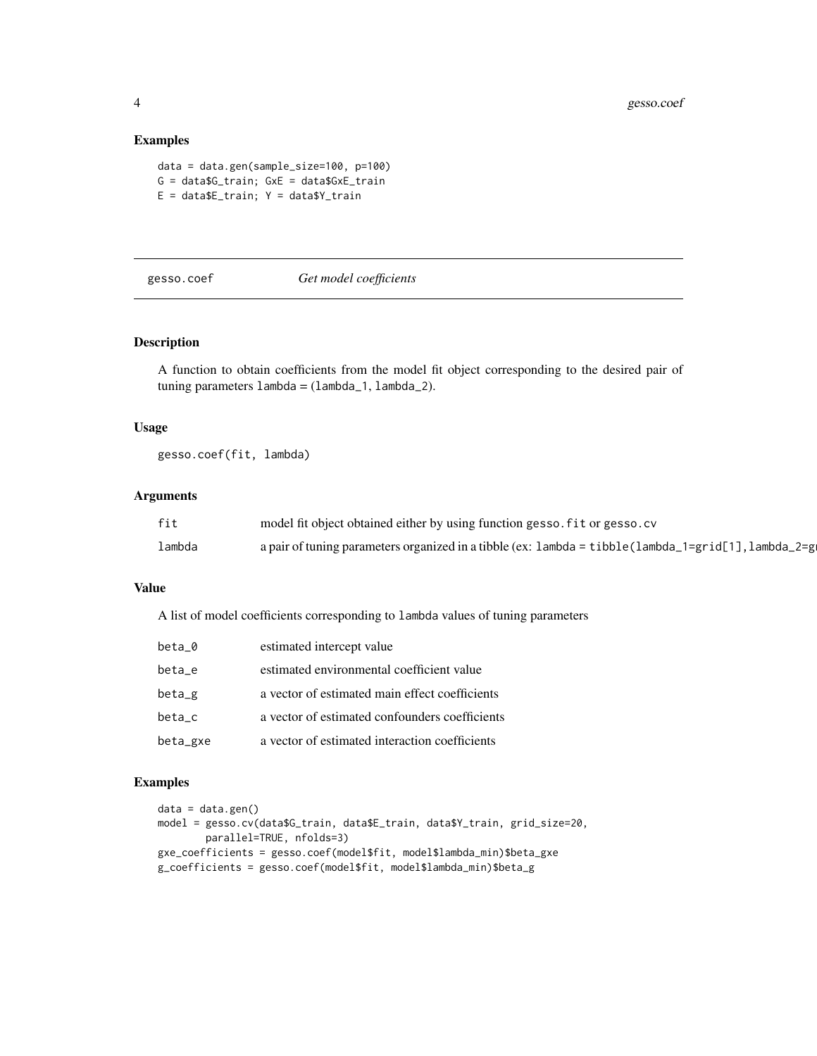### Examples

```
data = data.gen(sample_size=100, p=100)
G = data$G_train; GxE = data$GxE_train
E = data$E_train; Y = data$Y_train
```

## gesso.coef *Get model coefficients*

### Description

A function to obtain coefficients from the model fit object corresponding to the desired pair of tuning parameters `lambda` = (`lambda_1`, `lambda_2`).

### Usage

```
gesso.coef(fit, lambda)
```

### Arguments

| | |
|---|---|
| `fit` | model fit object obtained either by using function `gesso.fit` or `gesso.cv` |
| `lambda` | a pair of tuning parameters organized in a tibble (ex: `lambda = tibble(lambda_1=grid[1],lambda_2=g` |

### Value

A list of model coefficients corresponding to `lambda` values of tuning parameters

| | |
|---|---|
| `beta_0` | estimated intercept value |
| `beta_e` | estimated environmental coefficient value |
| `beta_g` | a vector of estimated main effect coefficients |
| `beta_c` | a vector of estimated confounders coefficients |
| `beta_gxe` | a vector of estimated interaction coefficients |

### Examples

```
data = data.gen()
model = gesso.cv(data$G_train, data$E_train, data$Y_train, grid_size=20,
        parallel=TRUE, nfolds=3)
gxe_coefficients = gesso.coef(model$fit, model$lambda_min)$beta_gxe
g_coefficients = gesso.coef(model$fit, model$lambda_min)$beta_g
```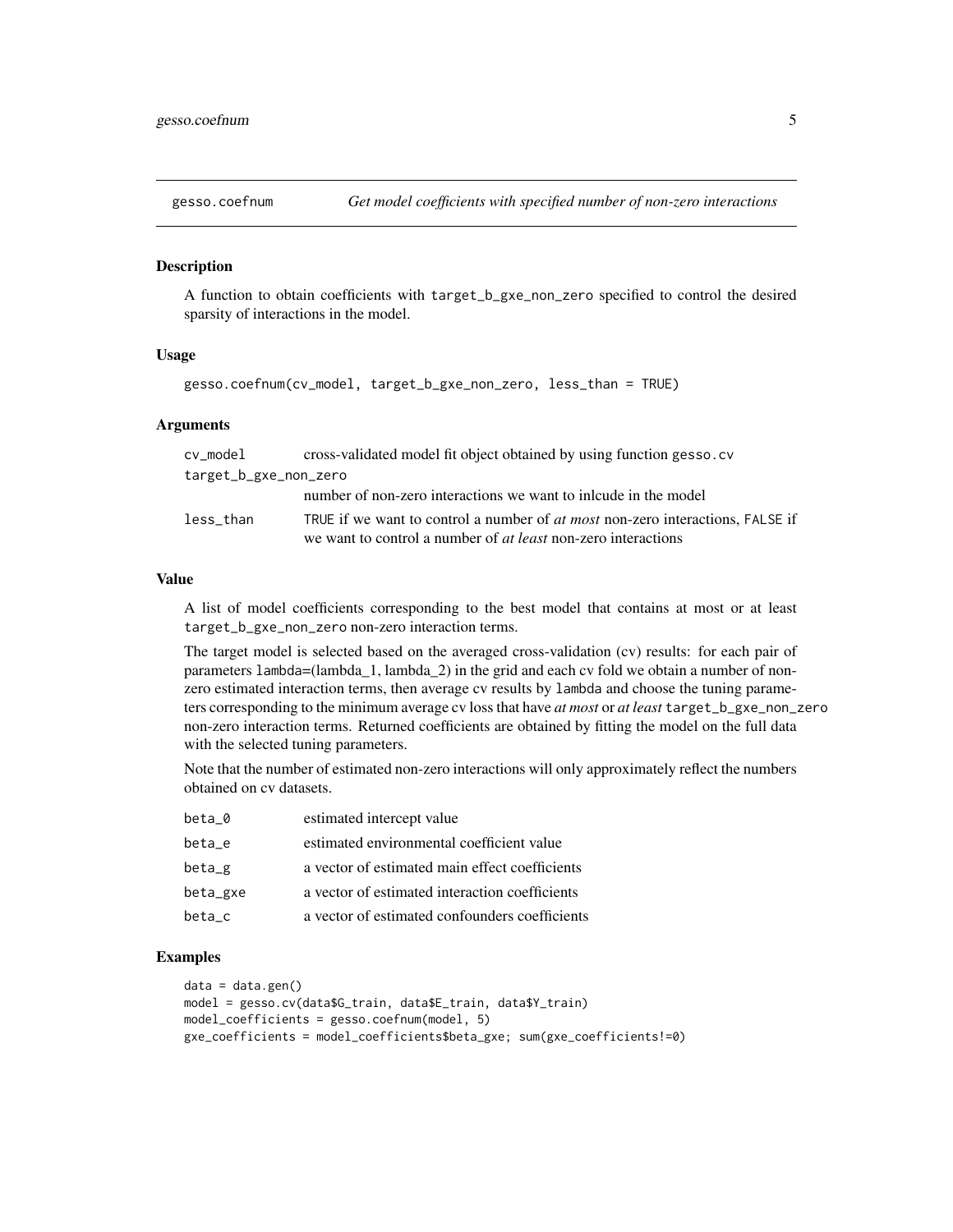# gesso.coefnum — Get model coefficients with specified number of non-zero interactions

## Description

A function to obtain coefficients with `target_b_gxe_non_zero` specified to control the desired sparsity of interactions in the model.

## Usage

```
gesso.coefnum(cv_model, target_b_gxe_non_zero, less_than = TRUE)
```

## Arguments

| Argument | Description |
| --- | --- |
| `cv_model` | cross-validated model fit object obtained by using function `gesso.cv` |
| `target_b_gxe_non_zero` | number of non-zero interactions we want to inlcude in the model |
| `less_than` | `TRUE` if we want to control a number of *at most* non-zero interactions, `FALSE` if we want to control a number of *at least* non-zero interactions |

## Value

A list of model coefficients corresponding to the best model that contains at most or at least `target_b_gxe_non_zero` non-zero interaction terms.

The target model is selected based on the averaged cross-validation (cv) results: for each pair of parameters `lambda`=(lambda_1, lambda_2) in the grid and each cv fold we obtain a number of non-zero estimated interaction terms, then average cv results by `lambda` and choose the tuning parameters corresponding to the minimum average cv loss that have *at most* or *at least* `target_b_gxe_non_zero` non-zero interaction terms. Returned coefficients are obtained by fitting the model on the full data with the selected tuning parameters.

Note that the number of estimated non-zero interactions will only approximately reflect the numbers obtained on cv datasets.

| | |
| --- | --- |
| `beta_0` | estimated intercept value |
| `beta_e` | estimated environmental coefficient value |
| `beta_g` | a vector of estimated main effect coefficients |
| `beta_gxe` | a vector of estimated interaction coefficients |
| `beta_c` | a vector of estimated confounders coefficients |

## Examples

```
data = data.gen()
model = gesso.cv(data$G_train, data$E_train, data$Y_train)
model_coefficients = gesso.coefnum(model, 5)
gxe_coefficients = model_coefficients$beta_gxe; sum(gxe_coefficients!=0)
```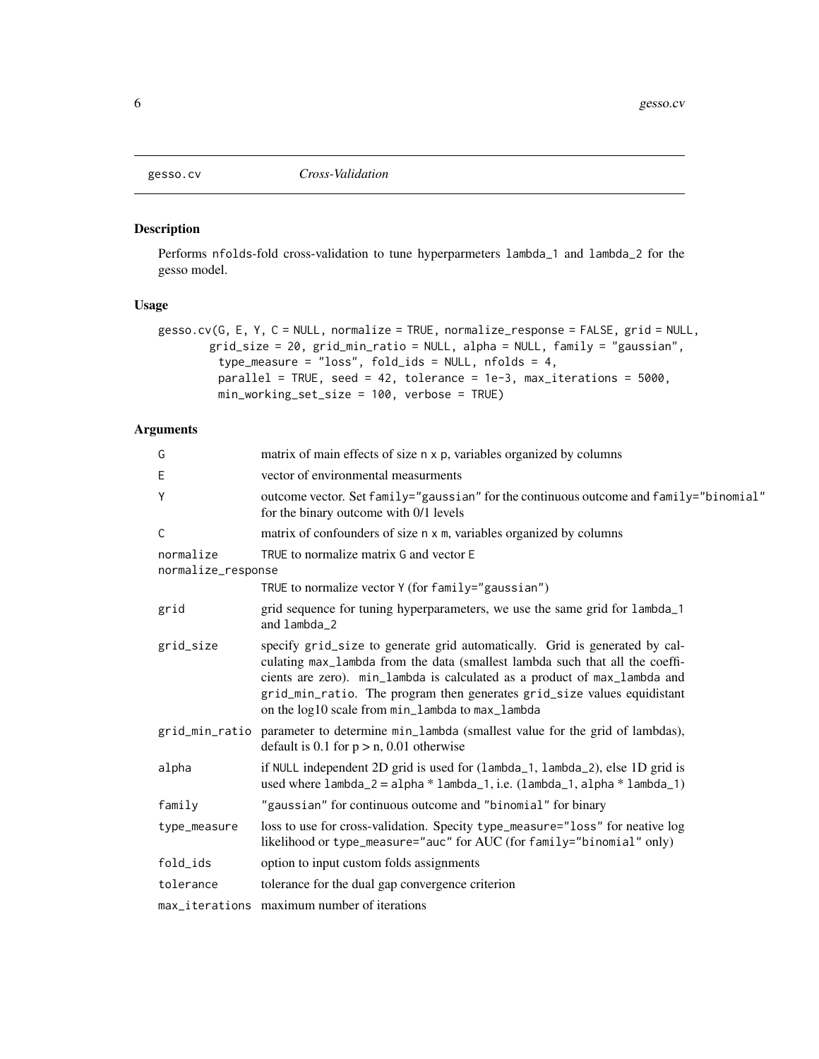## gesso.cv    *Cross-Validation*

### Description

Performs nfolds-fold cross-validation to tune hyperparmeters lambda_1 and lambda_2 for the gesso model.

### Usage

```
gesso.cv(G, E, Y, C = NULL, normalize = TRUE, normalize_response = FALSE, grid = NULL,
        grid_size = 20, grid_min_ratio = NULL, alpha = NULL, family = "gaussian",
          type_measure = "loss", fold_ids = NULL, nfolds = 4,
          parallel = TRUE, seed = 42, tolerance = 1e-3, max_iterations = 5000,
          min_working_set_size = 100, verbose = TRUE)
```

### Arguments

| | |
|---|---|
| G | matrix of main effects of size n x p, variables organized by columns |
| E | vector of environmental measurments |
| Y | outcome vector. Set family="gaussian" for the continuous outcome and family="binomial" for the binary outcome with 0/1 levels |
| C | matrix of confounders of size n x m, variables organized by columns |
| normalize | TRUE to normalize matrix G and vector E |
| normalize_response | TRUE to normalize vector Y (for family="gaussian") |
| grid | grid sequence for tuning hyperparameters, we use the same grid for lambda_1 and lambda_2 |
| grid_size | specify grid_size to generate grid automatically. Grid is generated by calculating max_lambda from the data (smallest lambda such that all the coefficients are zero). min_lambda is calculated as a product of max_lambda and grid_min_ratio. The program then generates grid_size values equidistant on the log10 scale from min_lambda to max_lambda |
| grid_min_ratio | parameter to determine min_lambda (smallest value for the grid of lambdas), default is 0.1 for p > n, 0.01 otherwise |
| alpha | if NULL independent 2D grid is used for (lambda_1, lambda_2), else 1D grid is used where lambda_2 = alpha * lambda_1, i.e. (lambda_1, alpha * lambda_1) |
| family | "gaussian" for continuous outcome and "binomial" for binary |
| type_measure | loss to use for cross-validation. Specity type_measure="loss" for neative log likelihood or type_measure="auc" for AUC (for family="binomial" only) |
| fold_ids | option to input custom folds assignments |
| tolerance | tolerance for the dual gap convergence criterion |
| max_iterations | maximum number of iterations |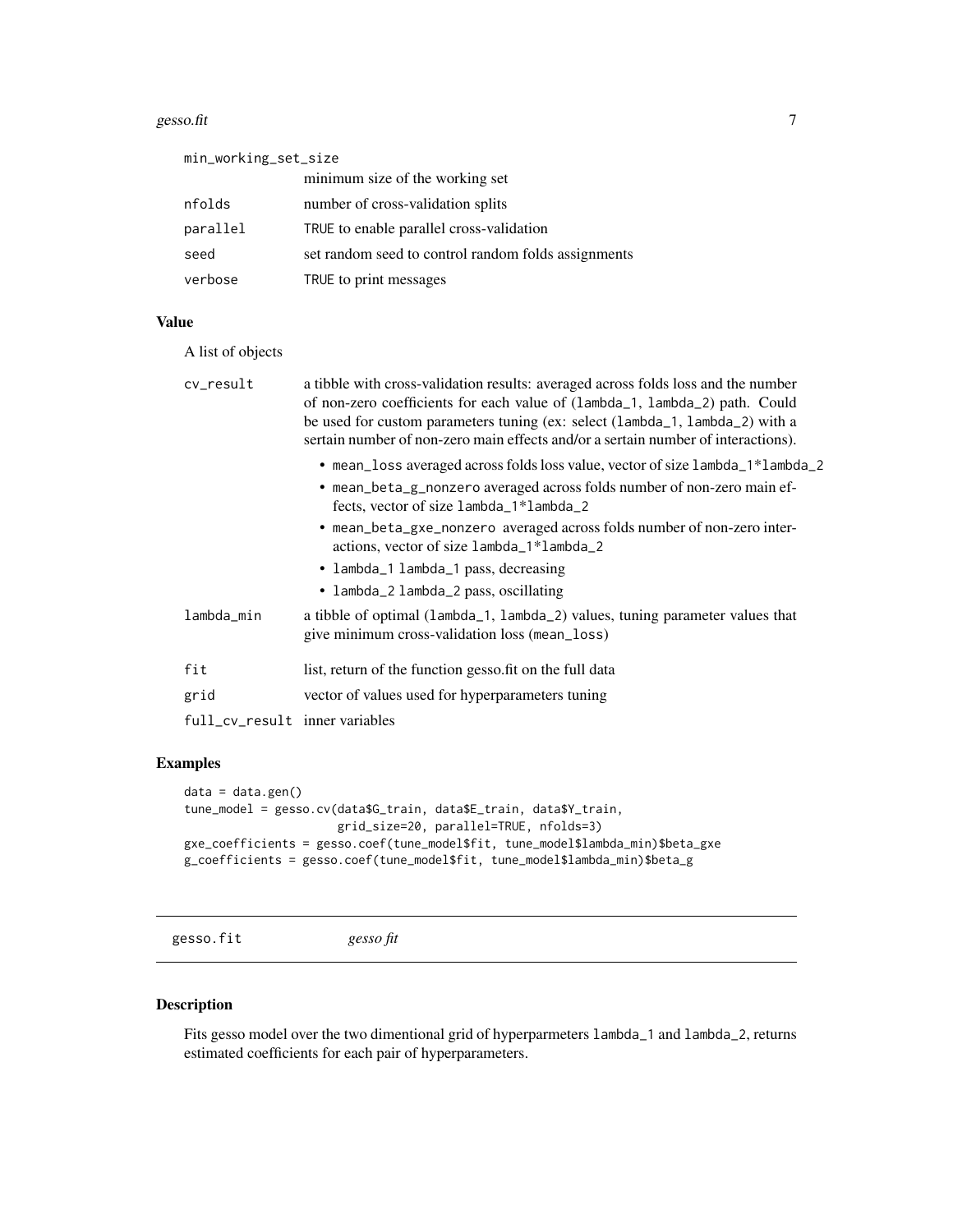| | |
|---|---|
| `min_working_set_size` | minimum size of the working set |
| `nfolds` | number of cross-validation splits |
| `parallel` | `TRUE` to enable parallel cross-validation |
| `seed` | set random seed to control random folds assignments |
| `verbose` | `TRUE` to print messages |

### Value

A list of objects

`cv_result` — a tibble with cross-validation results: averaged across folds loss and the number of non-zero coefficients for each value of (`lambda_1`, `lambda_2`) path. Could be used for custom parameters tuning (ex: select (`lambda_1`, `lambda_2`) with a sertain number of non-zero main effects and/or a sertain number of interactions).

- `mean_loss` averaged across folds loss value, vector of size `lambda_1*lambda_2`
- `mean_beta_g_nonzero` averaged across folds number of non-zero main effects, vector of size `lambda_1*lambda_2`
- `mean_beta_gxe_nonzero` averaged across folds number of non-zero interactions, vector of size `lambda_1*lambda_2`
- `lambda_1` `lambda_1` pass, decreasing
- `lambda_2` `lambda_2` pass, oscillating

`lambda_min` — a tibble of optimal (`lambda_1`, `lambda_2`) values, tuning parameter values that give minimum cross-validation loss (`mean_loss`)

`fit` — list, return of the function gesso.fit on the full data

`grid` — vector of values used for hyperparameters tuning

`full_cv_result` — inner variables

### Examples

```
data = data.gen()
tune_model = gesso.cv(data$G_train, data$E_train, data$Y_train,
                      grid_size=20, parallel=TRUE, nfolds=3)
gxe_coefficients = gesso.coef(tune_model$fit, tune_model$lambda_min)$beta_gxe
g_coefficients = gesso.coef(tune_model$fit, tune_model$lambda_min)$beta_g
```

---

## gesso.fit *gesso fit*

### Description

Fits gesso model over the two dimentional grid of hyperparmeters `lambda_1` and `lambda_2`, returns estimated coefficients for each pair of hyperparameters.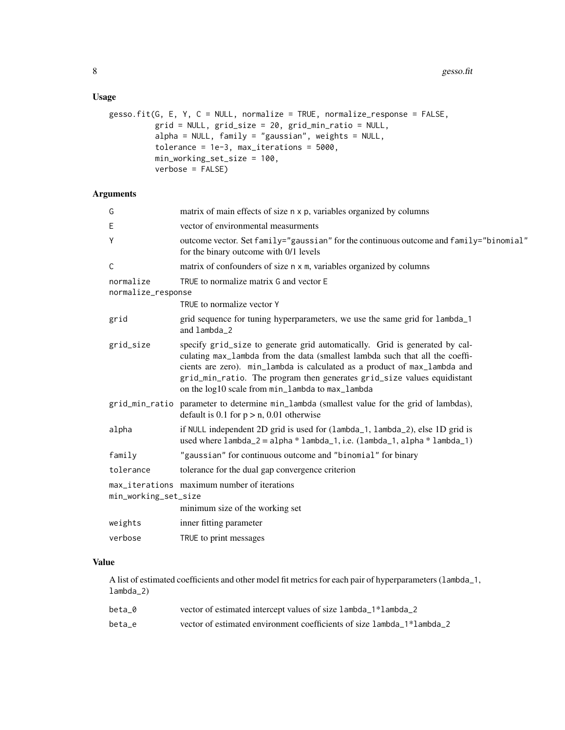## Usage

```
gesso.fit(G, E, Y, C = NULL, normalize = TRUE, normalize_response = FALSE,
          grid = NULL, grid_size = 20, grid_min_ratio = NULL,
          alpha = NULL, family = "gaussian", weights = NULL,
          tolerance = 1e-3, max_iterations = 5000,
          min_working_set_size = 100,
          verbose = FALSE)
```

## Arguments

| Argument | Description |
|---|---|
| `G` | matrix of main effects of size `n x p`, variables organized by columns |
| `E` | vector of environmental measurments |
| `Y` | outcome vector. Set `family="gaussian"` for the continuous outcome and `family="binomial"` for the binary outcome with 0/1 levels |
| `C` | matrix of confounders of size `n x m`, variables organized by columns |
| `normalize` | `TRUE` to normalize matrix `G` and vector `E` |
| `normalize_response` | `TRUE` to normalize vector `Y` |
| `grid` | grid sequence for tuning hyperparameters, we use the same grid for `lambda_1` and `lambda_2` |
| `grid_size` | specify `grid_size` to generate grid automatically. Grid is generated by calculating `max_lambda` from the data (smallest lambda such that all the coefficients are zero). `min_lambda` is calculated as a product of `max_lambda` and `grid_min_ratio`. The program then generates `grid_size` values equidistant on the log10 scale from `min_lambda` to `max_lambda` |
| `grid_min_ratio` | parameter to determine `min_lambda` (smallest value for the grid of lambdas), default is 0.1 for p > n, 0.01 otherwise |
| `alpha` | if `NULL` independent 2D grid is used for (`lambda_1`, `lambda_2`), else 1D grid is used where `lambda_2` = `alpha` * `lambda_1`, i.e. (`lambda_1`, `alpha` * `lambda_1`) |
| `family` | `"gaussian"` for continuous outcome and `"binomial"` for binary |
| `tolerance` | tolerance for the dual gap convergence criterion |
| `max_iterations` | maximum number of iterations |
| `min_working_set_size` | minimum size of the working set |
| `weights` | inner fitting parameter |
| `verbose` | `TRUE` to print messages |

## Value

A list of estimated coefficients and other model fit metrics for each pair of hyperparameters (`lambda_1`, `lambda_2`)

| Name | Description |
|---|---|
| `beta_0` | vector of estimated intercept values of size `lambda_1*lambda_2` |
| `beta_e` | vector of estimated environment coefficients of size `lambda_1*lambda_2` |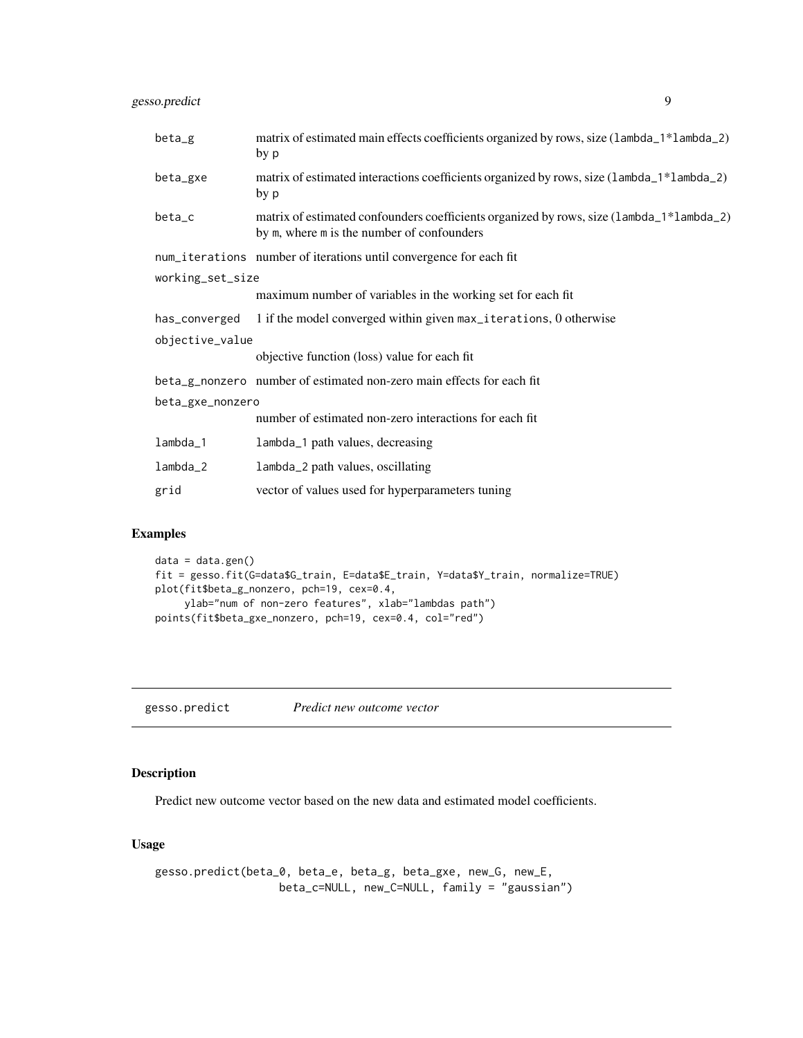| | |
|---|---|
| `beta_g` | matrix of estimated main effects coefficients organized by rows, size (`lambda_1*lambda_2`) by `p` |
| `beta_gxe` | matrix of estimated interactions coefficients organized by rows, size (`lambda_1*lambda_2`) by `p` |
| `beta_c` | matrix of estimated confounders coefficients organized by rows, size (`lambda_1*lambda_2`) by `m`, where `m` is the number of confounders |
| `num_iterations` | number of iterations until convergence for each fit |
| `working_set_size` | maximum number of variables in the working set for each fit |
| `has_converged` | 1 if the model converged within given `max_iterations`, 0 otherwise |
| `objective_value` | objective function (loss) value for each fit |
| `beta_g_nonzero` | number of estimated non-zero main effects for each fit |
| `beta_gxe_nonzero` | number of estimated non-zero interactions for each fit |
| `lambda_1` | `lambda_1` path values, decreasing |
| `lambda_2` | `lambda_2` path values, oscillating |
| `grid` | vector of values used for hyperparameters tuning |

## Examples

```
data = data.gen()
fit = gesso.fit(G=data$G_train, E=data$E_train, Y=data$Y_train, normalize=TRUE)
plot(fit$beta_g_nonzero, pch=19, cex=0.4,
     ylab="num of non-zero features", xlab="lambdas path")
points(fit$beta_gxe_nonzero, pch=19, cex=0.4, col="red")
```

---

# gesso.predict *Predict new outcome vector*

---

## Description

Predict new outcome vector based on the new data and estimated model coefficients.

## Usage

```
gesso.predict(beta_0, beta_e, beta_g, beta_gxe, new_G, new_E,
                   beta_c=NULL, new_C=NULL, family = "gaussian")
```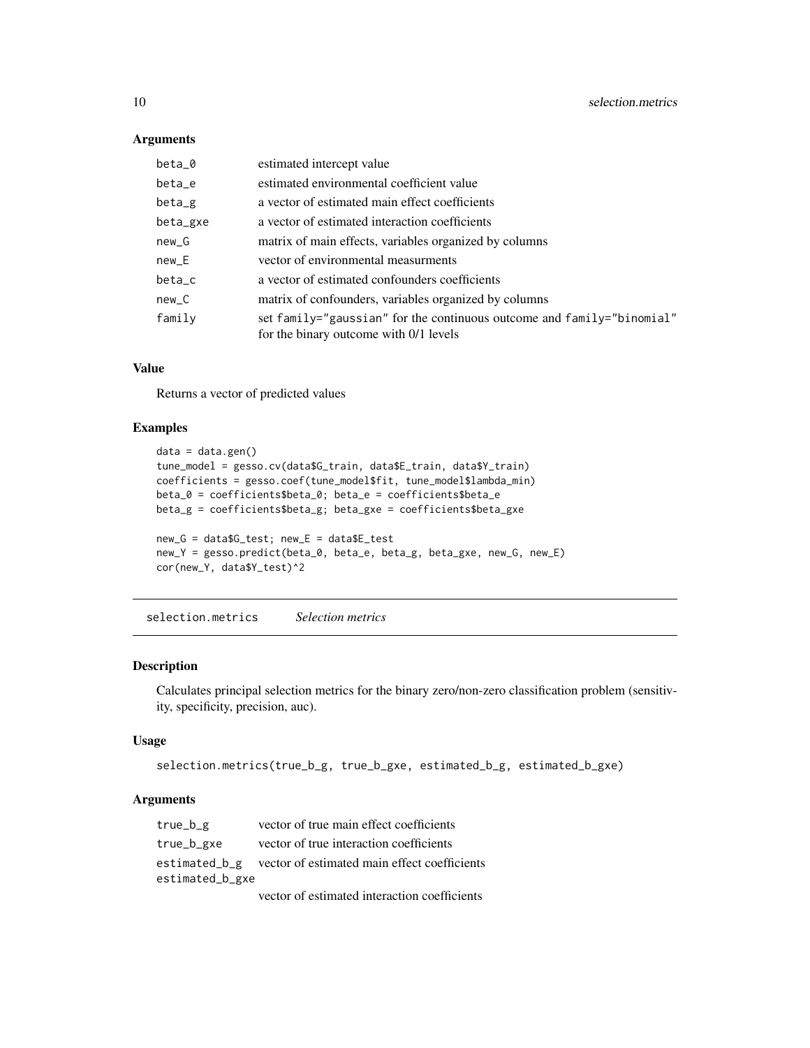### Arguments

| | |
|---|---|
| beta_0 | estimated intercept value |
| beta_e | estimated environmental coefficient value |
| beta_g | a vector of estimated main effect coefficients |
| beta_gxe | a vector of estimated interaction coefficients |
| new_G | matrix of main effects, variables organized by columns |
| new_E | vector of environmental measurments |
| beta_c | a vector of estimated confounders coefficients |
| new_C | matrix of confounders, variables organized by columns |
| family | set family="gaussian" for the continuous outcome and family="binomial" for the binary outcome with 0/1 levels |

### Value

Returns a vector of predicted values

### Examples

```
data = data.gen()
tune_model = gesso.cv(data$G_train, data$E_train, data$Y_train)
coefficients = gesso.coef(tune_model$fit, tune_model$lambda_min)
beta_0 = coefficients$beta_0; beta_e = coefficients$beta_e
beta_g = coefficients$beta_g; beta_gxe = coefficients$beta_gxe

new_G = data$G_test; new_E = data$E_test
new_Y = gesso.predict(beta_0, beta_e, beta_g, beta_gxe, new_G, new_E)
cor(new_Y, data$Y_test)^2
```

---

## selection.metrics *Selection metrics*

### Description

Calculates principal selection metrics for the binary zero/non-zero classification problem (sensitivity, specificity, precision, auc).

### Usage

```
selection.metrics(true_b_g, true_b_gxe, estimated_b_g, estimated_b_gxe)
```

### Arguments

| | |
|---|---|
| true_b_g | vector of true main effect coefficients |
| true_b_gxe | vector of true interaction coefficients |
| estimated_b_g | vector of estimated main effect coefficients |
| estimated_b_gxe | vector of estimated interaction coefficients |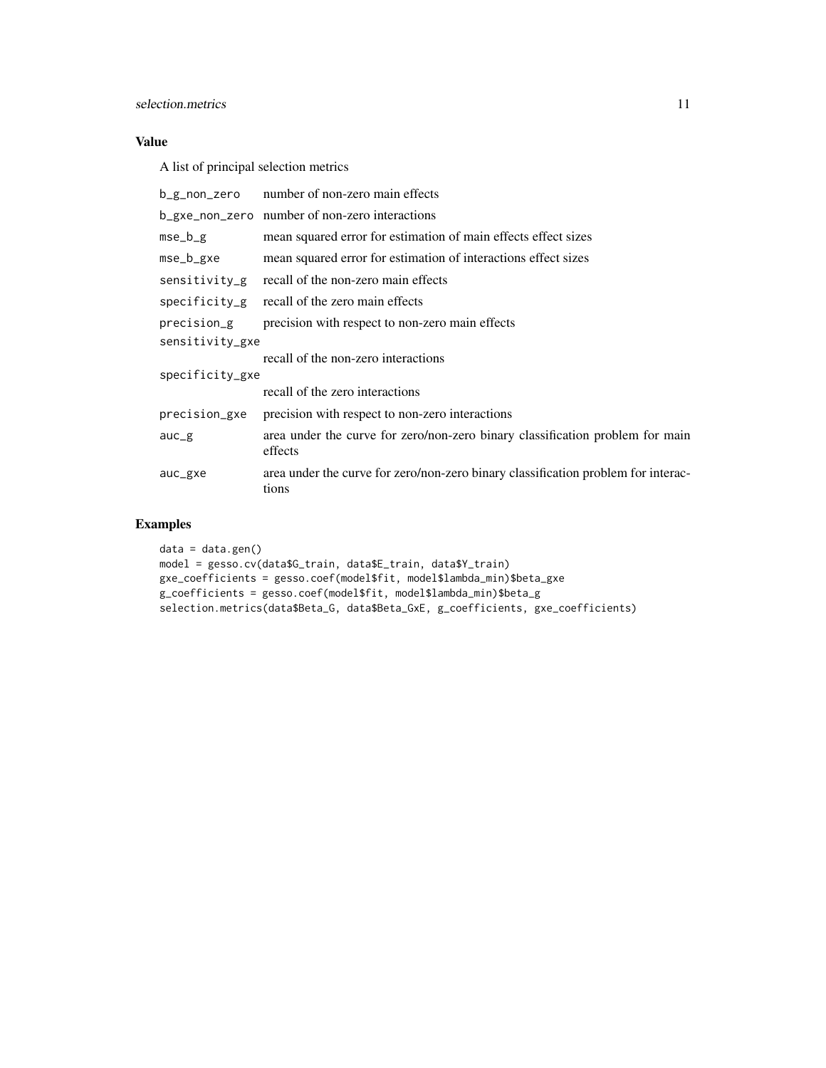## Value

A list of principal selection metrics

| | |
|---|---|
| b_g_non_zero | number of non-zero main effects |
| b_gxe_non_zero | number of non-zero interactions |
| mse_b_g | mean squared error for estimation of main effects effect sizes |
| mse_b_gxe | mean squared error for estimation of interactions effect sizes |
| sensitivity_g | recall of the non-zero main effects |
| specificity_g | recall of the zero main effects |
| precision_g | precision with respect to non-zero main effects |
| sensitivity_gxe | recall of the non-zero interactions |
| specificity_gxe | recall of the zero interactions |
| precision_gxe | precision with respect to non-zero interactions |
| auc_g | area under the curve for zero/non-zero binary classification problem for main effects |
| auc_gxe | area under the curve for zero/non-zero binary classification problem for interactions |

## Examples

```
data = data.gen()
model = gesso.cv(data$G_train, data$E_train, data$Y_train)
gxe_coefficients = gesso.coef(model$fit, model$lambda_min)$beta_gxe
g_coefficients = gesso.coef(model$fit, model$lambda_min)$beta_g
selection.metrics(data$Beta_G, data$Beta_GxE, g_coefficients, gxe_coefficients)
```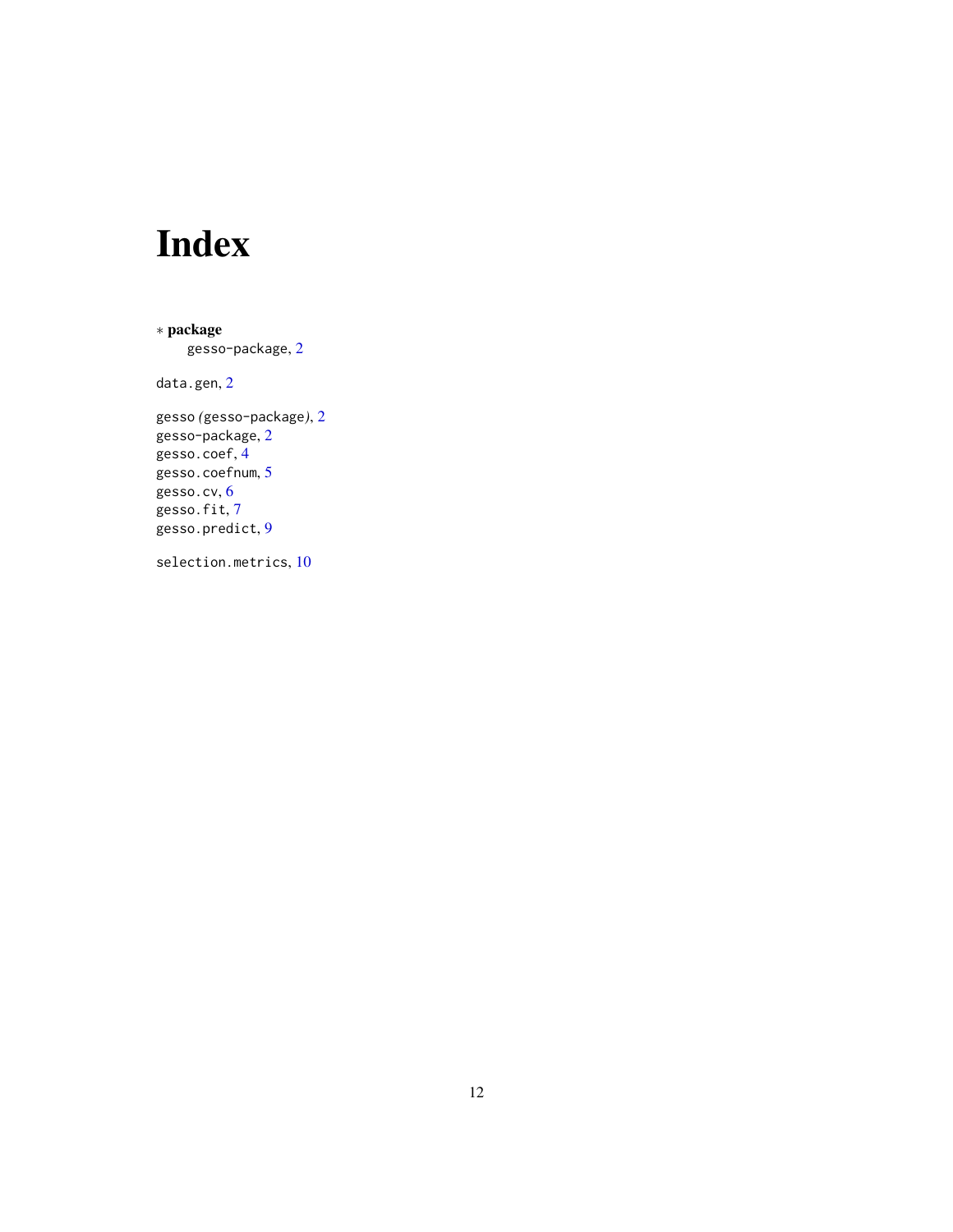# Index

∗ **package**
    gesso-package, 2

data.gen, 2

gesso *(*gesso-package*)*, 2
gesso-package, 2
gesso.coef, 4
gesso.coefnum, 5
gesso.cv, 6
gesso.fit, 7
gesso.predict, 9

selection.metrics, 10